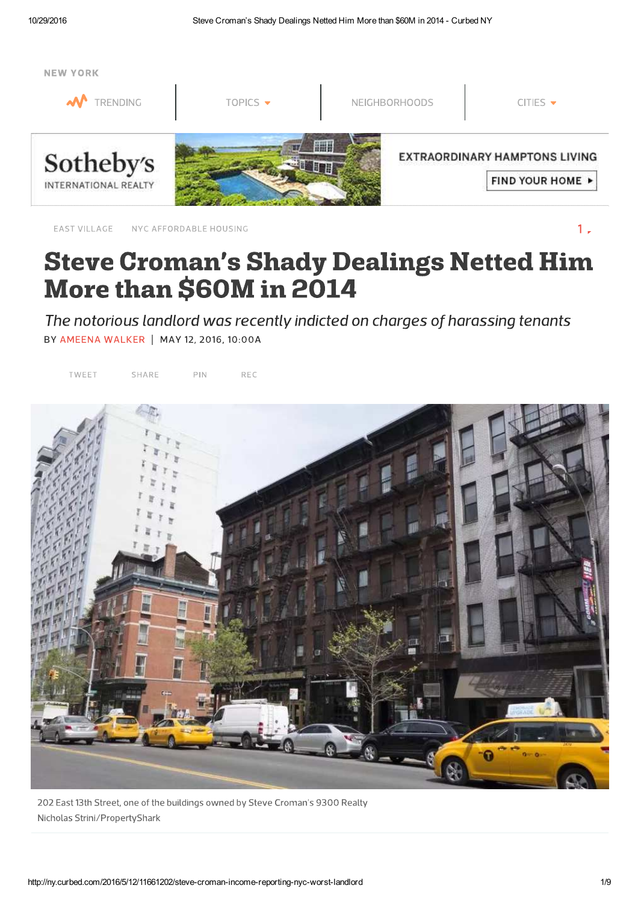NEW YORK

TRENDING | TOPICS | NEIGHBORHOODS | CITIES

Sotheby's INTERNATIONAL REALTY — EXTRAORDINARY HAMPTONS LIVING — FIND YOUR HOME

EAST VILLAGE    NYC AFFORDABLE HOUSING

# Steve Croman's Shady Dealings Netted Him More than $60M in 2014

*The notorious landlord was recently indicted on charges of harassing tenants*

BY AMEENA WALKER | MAY 12, 2016, 10:00A

TWEET    SHARE    PIN    REC

202 East 13th Street, one of the buildings owned by Steve Croman's 9300 Realty
Nicholas Strini/PropertyShark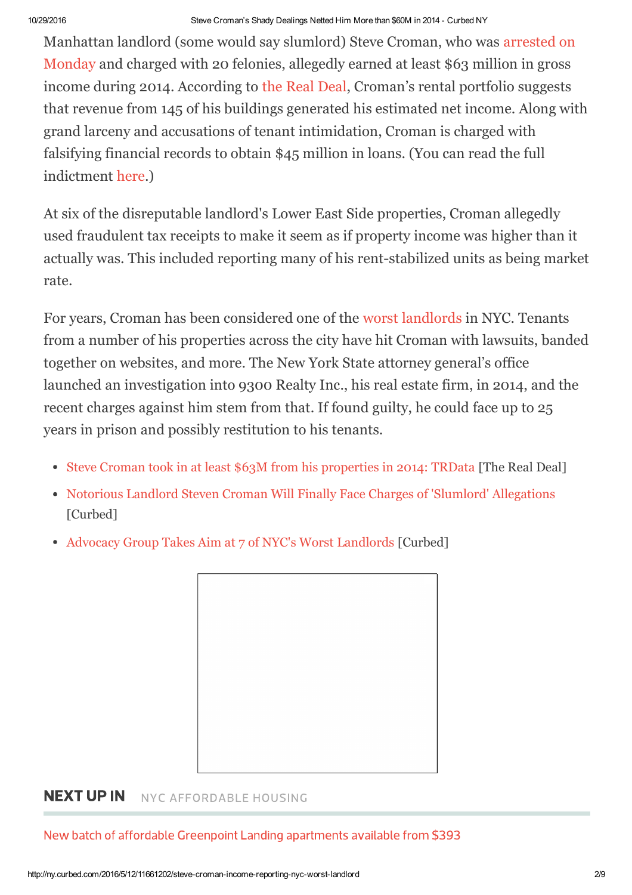Manhattan landlord (some would say slumlord) Steve Croman, who was arrested on Monday and charged with 20 felonies, allegedly earned at least $63 million in gross income during 2014. According to the Real Deal, Croman's rental portfolio suggests that revenue from 145 of his buildings generated his estimated net income. Along with grand larceny and accusations of tenant intimidation, Croman is charged with falsifying financial records to obtain $45 million in loans. (You can read the full indictment here.)

At six of the disreputable landlord's Lower East Side properties, Croman allegedly used fraudulent tax receipts to make it seem as if property income was higher than it actually was. This included reporting many of his rent-stabilized units as being market rate.

For years, Croman has been considered one of the worst landlords in NYC. Tenants from a number of his properties across the city have hit Croman with lawsuits, banded together on websites, and more. The New York State attorney general's office launched an investigation into 9300 Realty Inc., his real estate firm, in 2014, and the recent charges against him stem from that. If found guilty, he could face up to 25 years in prison and possibly restitution to his tenants.

- Steve Croman took in at least $63M from his properties in 2014: TRData [The Real Deal]
- Notorious Landlord Steven Croman Will Finally Face Charges of 'Slumlord' Allegations [Curbed]
- Advocacy Group Takes Aim at 7 of NYC's Worst Landlords [Curbed]

**NEXT UP IN** NYC AFFORDABLE HOUSING

New batch of affordable Greenpoint Landing apartments available from $393